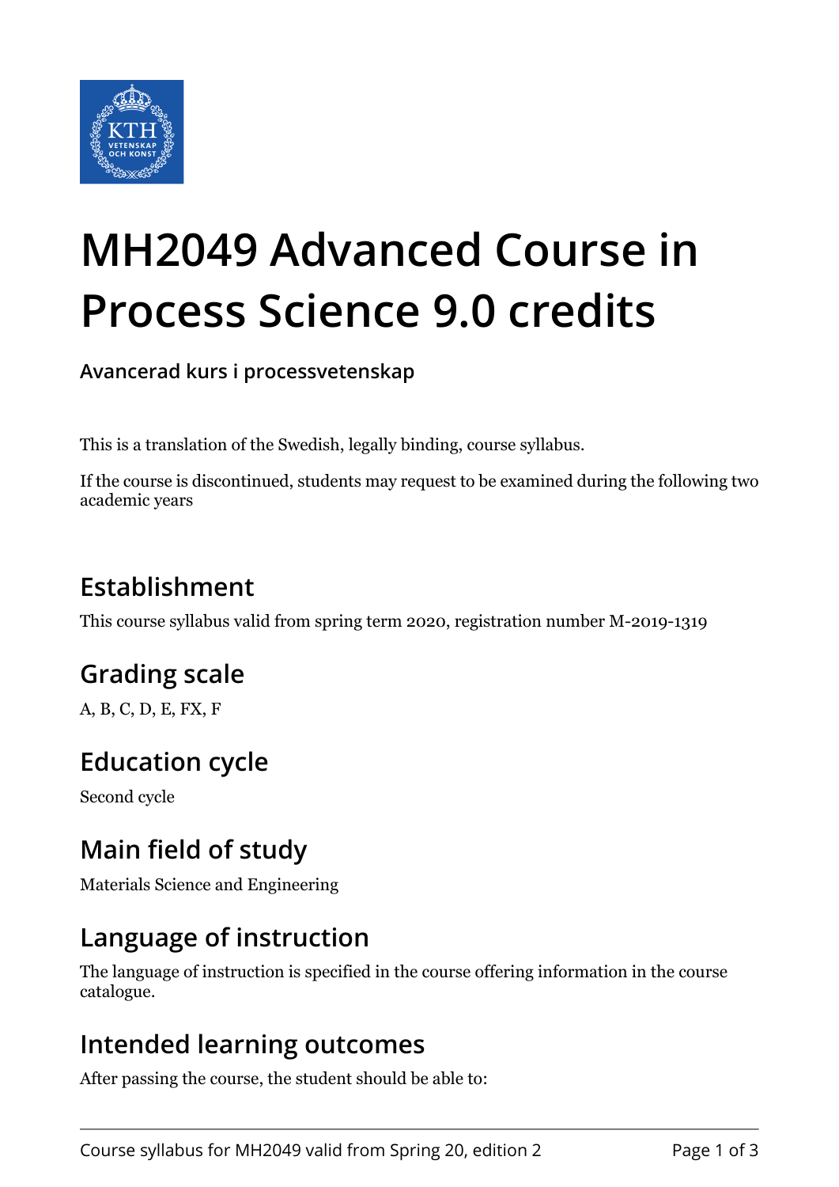# MH2049 Advanced Course in Process Science 9.0 credits

**Avancerad kurs i processvetenskap**

This is a translation of the Swedish, legally binding, course syllabus.

If the course is discontinued, students may request to be examined during the following two academic years

## Establishment

This course syllabus valid from spring term 2020, registration number M-2019-1319

## Grading scale

A, B, C, D, E, FX, F

## Education cycle

Second cycle

## Main field of study

Materials Science and Engineering

## Language of instruction

The language of instruction is specified in the course offering information in the course catalogue.

## Intended learning outcomes

After passing the course, the student should be able to: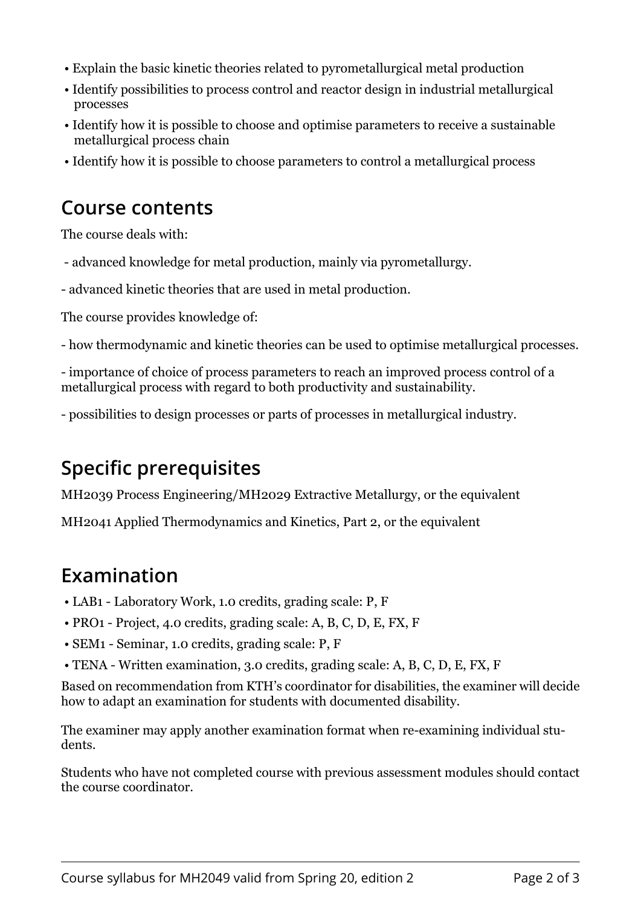- Explain the basic kinetic theories related to pyrometallurgical metal production
- Identify possibilities to process control and reactor design in industrial metallurgical processes
- Identify how it is possible to choose and optimise parameters to receive a sustainable metallurgical process chain
- Identify how it is possible to choose parameters to control a metallurgical process

## Course contents

The course deals with:

- advanced knowledge for metal production, mainly via pyrometallurgy.

- advanced kinetic theories that are used in metal production.

The course provides knowledge of:

- how thermodynamic and kinetic theories can be used to optimise metallurgical processes.

- importance of choice of process parameters to reach an improved process control of a metallurgical process with regard to both productivity and sustainability.

- possibilities to design processes or parts of processes in metallurgical industry.

## Specific prerequisites

MH2039 Process Engineering/MH2029 Extractive Metallurgy, or the equivalent

MH2041 Applied Thermodynamics and Kinetics, Part 2, or the equivalent

## Examination

- LAB1 - Laboratory Work, 1.0 credits, grading scale: P, F
- PRO1 - Project, 4.0 credits, grading scale: A, B, C, D, E, FX, F
- SEM1 - Seminar, 1.0 credits, grading scale: P, F
- TENA - Written examination, 3.0 credits, grading scale: A, B, C, D, E, FX, F

Based on recommendation from KTH's coordinator for disabilities, the examiner will decide how to adapt an examination for students with documented disability.

The examiner may apply another examination format when re-examining individual students.

Students who have not completed course with previous assessment modules should contact the course coordinator.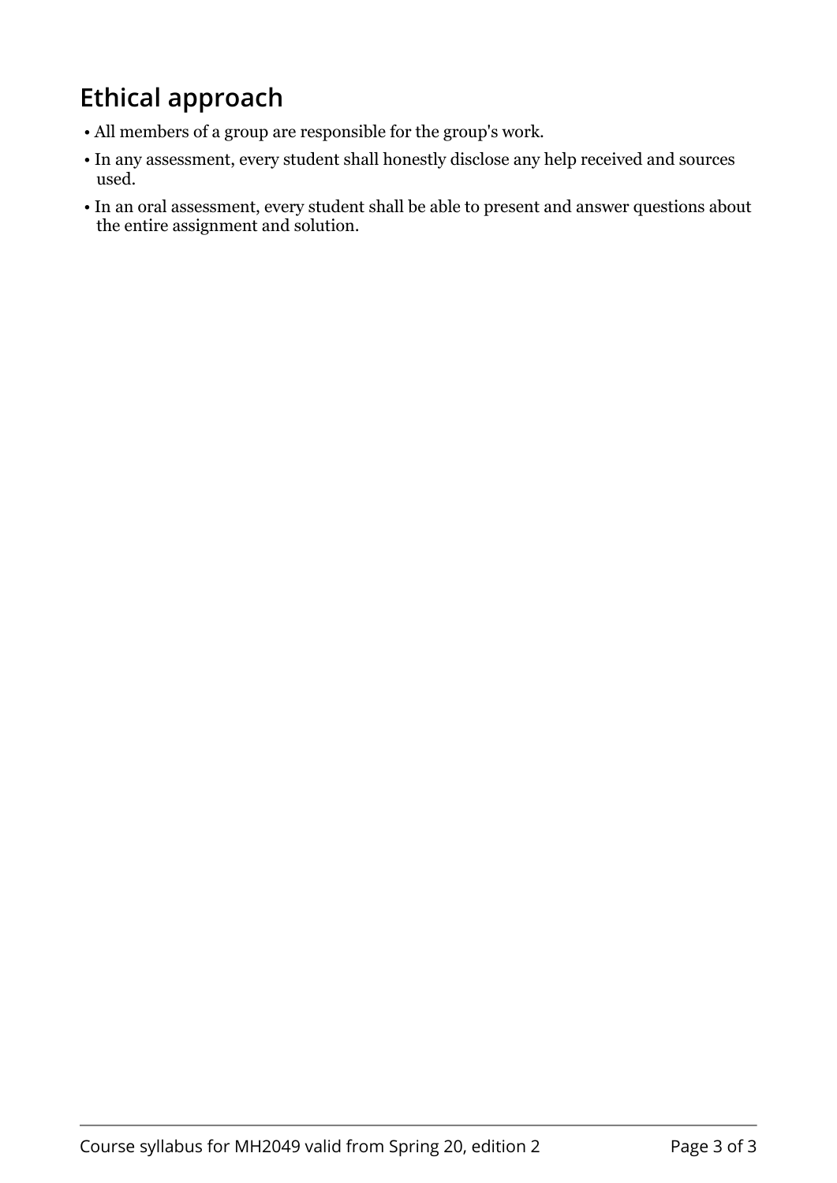## Ethical approach

- All members of a group are responsible for the group's work.
- In any assessment, every student shall honestly disclose any help received and sources used.
- In an oral assessment, every student shall be able to present and answer questions about the entire assignment and solution.